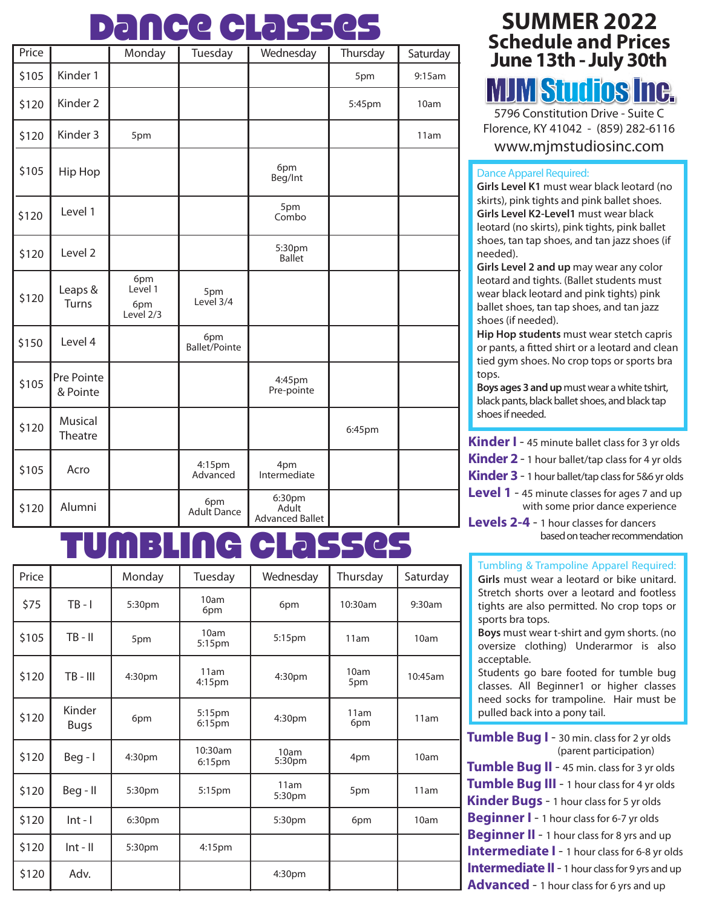# Dance Classes

| Price | | Monday | Tuesday | Wednesday | Thursday | Saturday |
|---|---|---|---|---|---|---|
| $105 | Kinder 1 | | | | 5pm | 9:15am |
| $120 | Kinder 2 | | | | 5:45pm | 10am |
| $120 | Kinder 3 | 5pm | | | | 11am |
| $105 | Hip Hop | | | 6pm Beg/Int | | |
| $120 | Level 1 | | | 5pm Combo | | |
| $120 | Level 2 | | | 5:30pm Ballet | | |
| $120 | Leaps & Turns | 6pm Level 1<br>6pm Level 2/3 | 5pm Level 3/4 | | | |
| $150 | Level 4 | | 6pm Ballet/Pointe | | | |
| $105 | Pre Pointe & Pointe | | | 4:45pm Pre-pointe | | |
| $120 | Musical Theatre | | | | 6:45pm | |
| $105 | Acro | | 4:15pm Advanced | 4pm Intermediate | | |
| $120 | Alumni | | 6pm Adult Dance | 6:30pm Adult Advanced Ballet | | |

# Tumbling Classes

| Price | | Monday | Tuesday | Wednesday | Thursday | Saturday |
|---|---|---|---|---|---|---|
| $75 | TB - I | 5:30pm | 10am<br>6pm | 6pm | 10:30am | 9:30am |
| $105 | TB - II | 5pm | 10am<br>5:15pm | 5:15pm | 11am | 10am |
| $120 | TB - III | 4:30pm | 11am<br>4:15pm | 4:30pm | 10am<br>5pm | 10:45am |
| $120 | Kinder Bugs | 6pm | 5:15pm<br>6:15pm | 4:30pm | 11am<br>6pm | 11am |
| $120 | Beg - I | 4:30pm | 10:30am<br>6:15pm | 10am<br>5:30pm | 4pm | 10am |
| $120 | Beg - II | 5:30pm | 5:15pm | 11am<br>5:30pm | 5pm | 11am |
| $120 | Int - I | 6:30pm | | 5:30pm | 6pm | 10am |
| $120 | Int - II | 5:30pm | 4:15pm | | | |
| $120 | Adv. | | | 4:30pm | | |

# SUMMER 2022
## Schedule and Prices
## June 13th - July 30th

**MJM Studios Inc.**

5796 Constitution Drive - Suite C
Florence, KY 41042 - (859) 282-6116
www.mjmstudiosinc.com

**Dance Apparel Required:**

**Girls Level K1** must wear black leotard (no skirts), pink tights and pink ballet shoes.
**Girls Level K2-Level1** must wear black leotard (no skirts), pink tights, pink ballet shoes, tan tap shoes, and tan jazz shoes (if needed).
**Girls Level 2 and up** may wear any color leotard and tights. (Ballet students must wear black leotard and pink tights) pink ballet shoes, tan tap shoes, and tan jazz shoes (if needed).
**Hip Hop students** must wear stetch capris or pants, a fitted shirt or a leotard and clean tied gym shoes. No crop tops or sports bra tops.
**Boys ages 3 and up** must wear a white tshirt, black pants, black ballet shoes, and black tap shoes if needed.

**Kinder I** - 45 minute ballet class for 3 yr olds
**Kinder 2** - 1 hour ballet/tap class for 4 yr olds
**Kinder 3** - 1 hour ballet/tap class for 5&6 yr olds
**Level 1** - 45 minute classes for ages 7 and up with some prior dance experience
**Levels 2-4** - 1 hour classes for dancers based on teacher recommendation

**Tumbling & Trampoline Apparel Required:**

**Girls** must wear a leotard or bike unitard. Stretch shorts over a leotard and footless tights are also permitted. No crop tops or sports bra tops.
**Boys** must wear t-shirt and gym shorts. (no oversize clothing) Underarmor is also acceptable.
Students go bare footed for tumble bug classes. All Beginner1 or higher classes need socks for trampoline. Hair must be pulled back into a pony tail.

**Tumble Bug I** - 30 min. class for 2 yr olds (parent participation)
**Tumble Bug II** - 45 min. class for 3 yr olds
**Tumble Bug III** - 1 hour class for 4 yr olds
**Kinder Bugs** - 1 hour class for 5 yr olds
**Beginner I** - 1 hour class for 6-7 yr olds
**Beginner II** - 1 hour class for 8 yrs and up
**Intermediate I** - 1 hour class for 6-8 yr olds
**Intermediate II** - 1 hour class for 9 yrs and up
**Advanced** - 1 hour class for 6 yrs and up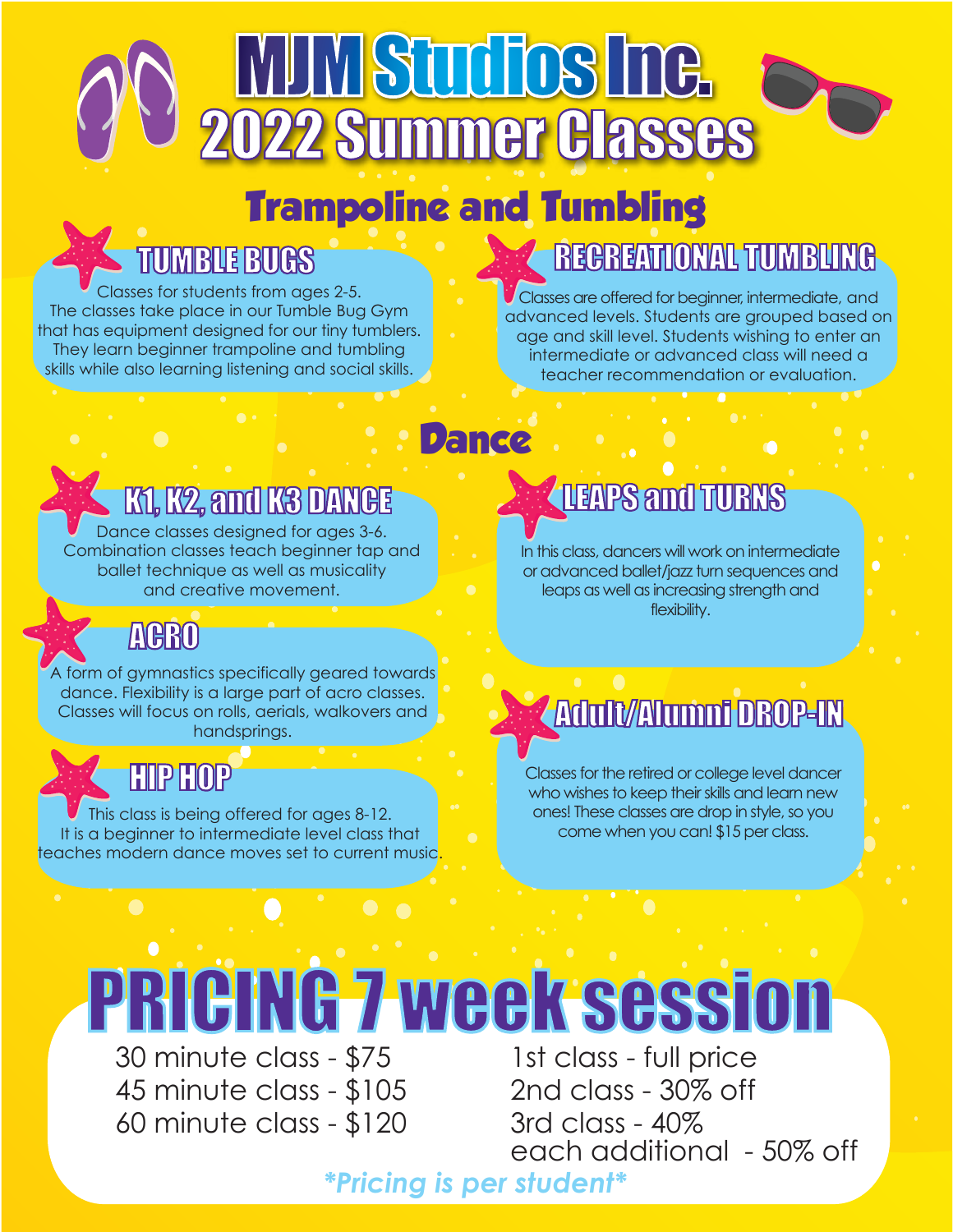# MJM Studios Inc.
# 2022 Summer Classes

## Trampoline and Tumbling

### TUMBLE BUGS

Classes for students from ages 2-5. The classes take place in our Tumble Bug Gym that has equipment designed for our tiny tumblers. They learn beginner trampoline and tumbling skills while also learning listening and social skills.

### RECREATIONAL TUMBLING

Classes are offered for beginner, intermediate, and advanced levels. Students are grouped based on age and skill level. Students wishing to enter an intermediate or advanced class will need a teacher recommendation or evaluation.

## Dance

### K1, K2, and K3 DANCE

Dance classes designed for ages 3-6. Combination classes teach beginner tap and ballet technique as well as musicality and creative movement.

### ACRO

A form of gymnastics specifically geared towards dance. Flexibility is a large part of acro classes. Classes will focus on rolls, aerials, walkovers and handsprings.

### HIP HOP

This class is being offered for ages 8-12. It is a beginner to intermediate level class that teaches modern dance moves set to current music.

### LEAPS and TURNS

In this class, dancers will work on intermediate or advanced ballet/jazz turn sequences and leaps as well as increasing strength and flexibility.

### Adult/Alumni DROP-IN

Classes for the retired or college level dancer who wishes to keep their skills and learn new ones! These classes are drop in style, so you come when you can! $15 per class.

## PRICING 7 week session

30 minute class - $75
45 minute class - $105
60 minute class - $120

1st class - full price
2nd class - 30% off
3rd class - 40%
each additional - 50% off

*\*Pricing is per student\**